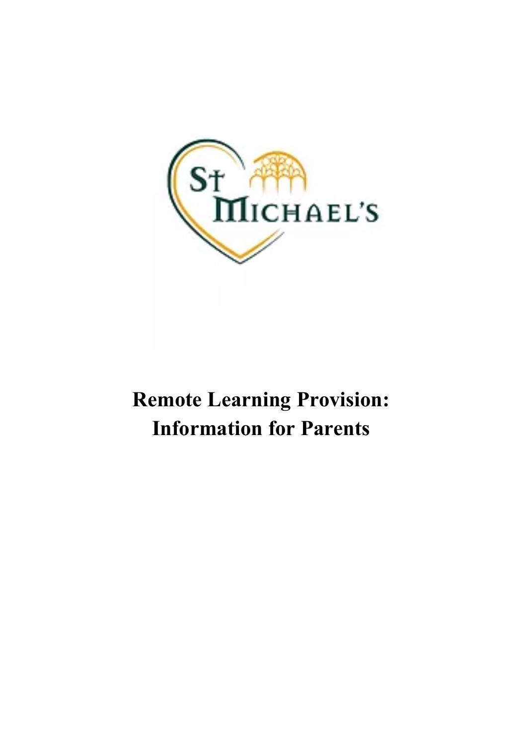# Remote Learning Provision: Information for Parents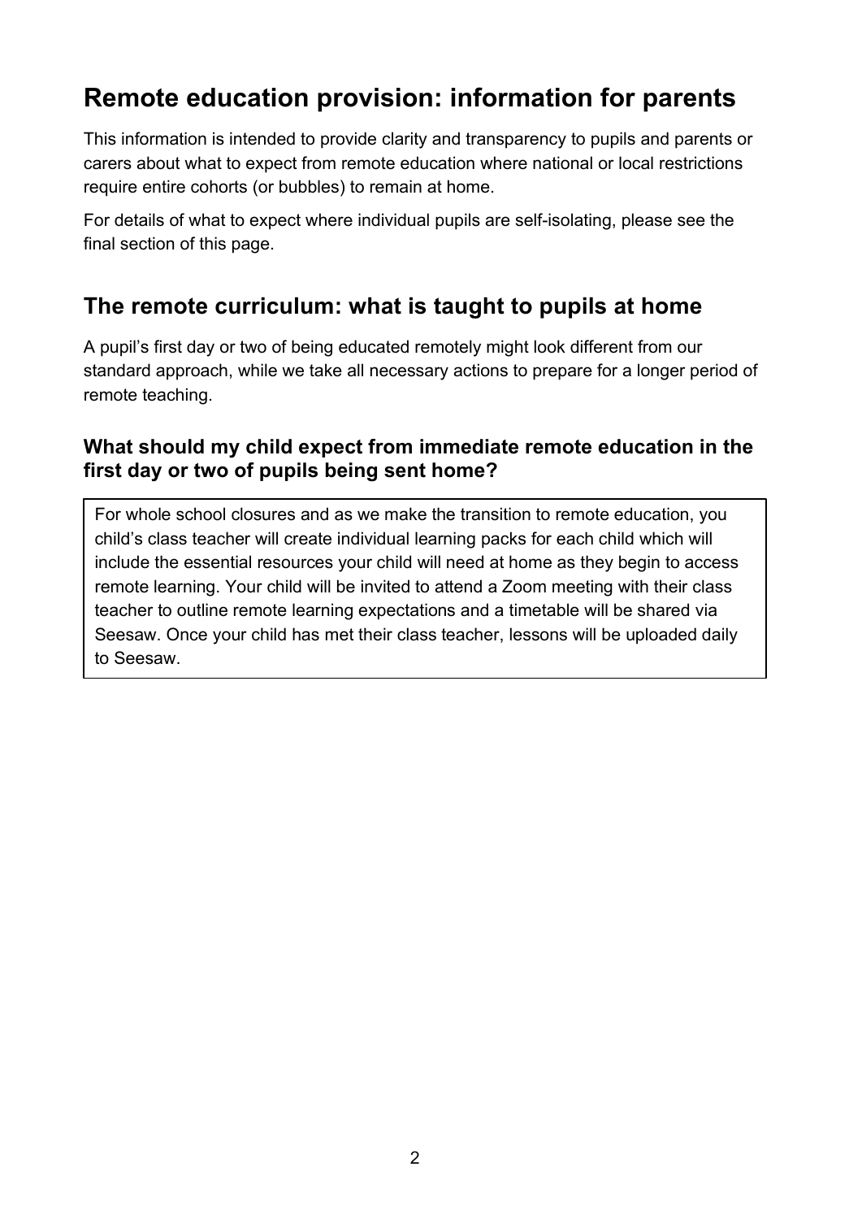# Remote education provision: information for parents

This information is intended to provide clarity and transparency to pupils and parents or carers about what to expect from remote education where national or local restrictions require entire cohorts (or bubbles) to remain at home.

For details of what to expect where individual pupils are self-isolating, please see the final section of this page.

## The remote curriculum: what is taught to pupils at home

A pupil's first day or two of being educated remotely might look different from our standard approach, while we take all necessary actions to prepare for a longer period of remote teaching.

### What should my child expect from immediate remote education in the first day or two of pupils being sent home?

For whole school closures and as we make the transition to remote education, you child's class teacher will create individual learning packs for each child which will include the essential resources your child will need at home as they begin to access remote learning. Your child will be invited to attend a Zoom meeting with their class teacher to outline remote learning expectations and a timetable will be shared via Seesaw. Once your child has met their class teacher, lessons will be uploaded daily to Seesaw.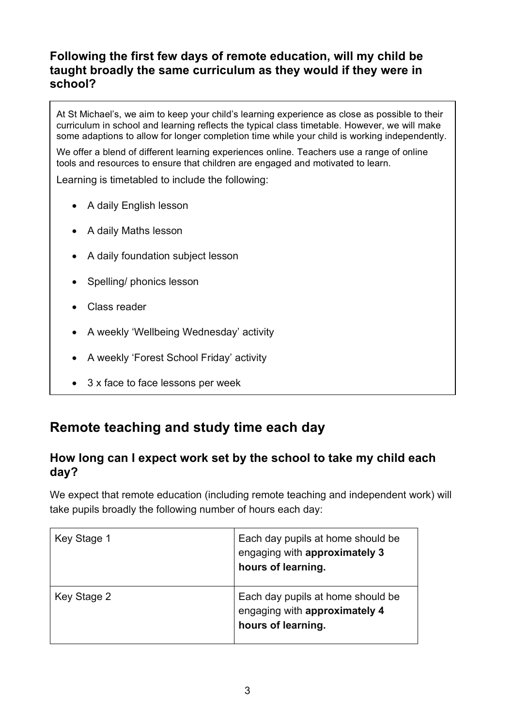### Following the first few days of remote education, will my child be taught broadly the same curriculum as they would if they were in school?

At St Michael's, we aim to keep your child's learning experience as close as possible to their curriculum in school and learning reflects the typical class timetable. However, we will make some adaptions to allow for longer completion time while your child is working independently.

We offer a blend of different learning experiences online. Teachers use a range of online tools and resources to ensure that children are engaged and motivated to learn.

Learning is timetabled to include the following:

- A daily English lesson
- A daily Maths lesson
- A daily foundation subject lesson
- Spelling/ phonics lesson
- Class reader
- A weekly 'Wellbeing Wednesday' activity
- A weekly 'Forest School Friday' activity
- 3 x face to face lessons per week

## Remote teaching and study time each day

### How long can I expect work set by the school to take my child each day?

We expect that remote education (including remote teaching and independent work) will take pupils broadly the following number of hours each day:

| | |
|---|---|
| Key Stage 1 | Each day pupils at home should be engaging with **approximately 3 hours of learning.** |
| Key Stage 2 | Each day pupils at home should be engaging with **approximately 4 hours of learning.** |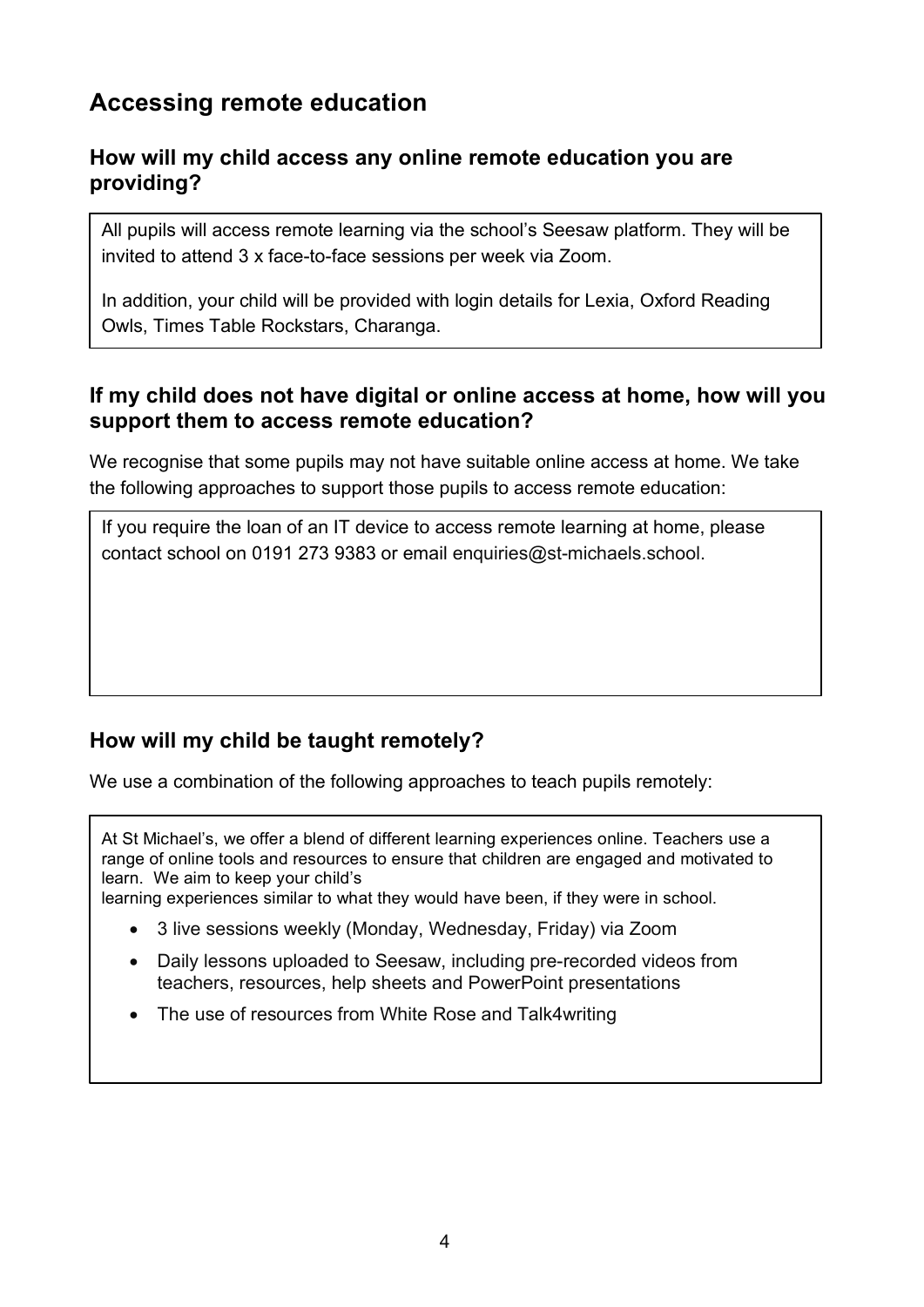## Accessing remote education

### How will my child access any online remote education you are providing?

All pupils will access remote learning via the school's Seesaw platform. They will be invited to attend 3 x face-to-face sessions per week via Zoom.

In addition, your child will be provided with login details for Lexia, Oxford Reading Owls, Times Table Rockstars, Charanga.

### If my child does not have digital or online access at home, how will you support them to access remote education?

We recognise that some pupils may not have suitable online access at home. We take the following approaches to support those pupils to access remote education:

If you require the loan of an IT device to access remote learning at home, please contact school on 0191 273 9383 or email enquiries@st-michaels.school.

### How will my child be taught remotely?

We use a combination of the following approaches to teach pupils remotely:

At St Michael's, we offer a blend of different learning experiences online. Teachers use a range of online tools and resources to ensure that children are engaged and motivated to learn. We aim to keep your child's learning experiences similar to what they would have been, if they were in school.

- 3 live sessions weekly (Monday, Wednesday, Friday) via Zoom
- Daily lessons uploaded to Seesaw, including pre-recorded videos from teachers, resources, help sheets and PowerPoint presentations
- The use of resources from White Rose and Talk4writing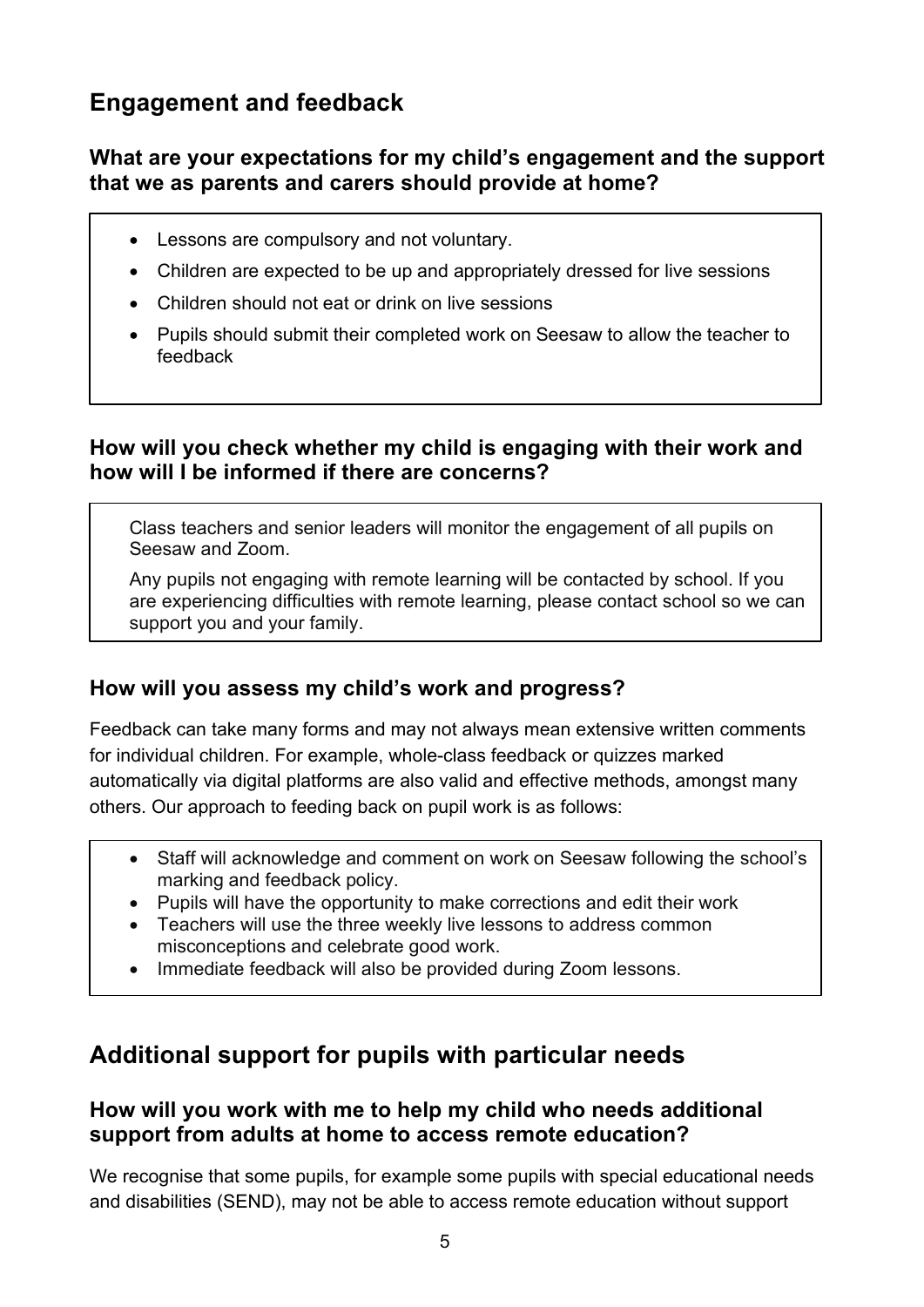## Engagement and feedback

### What are your expectations for my child's engagement and the support that we as parents and carers should provide at home?

- Lessons are compulsory and not voluntary.
- Children are expected to be up and appropriately dressed for live sessions
- Children should not eat or drink on live sessions
- Pupils should submit their completed work on Seesaw to allow the teacher to feedback

### How will you check whether my child is engaging with their work and how will I be informed if there are concerns?

Class teachers and senior leaders will monitor the engagement of all pupils on Seesaw and Zoom.

Any pupils not engaging with remote learning will be contacted by school. If you are experiencing difficulties with remote learning, please contact school so we can support you and your family.

### How will you assess my child's work and progress?

Feedback can take many forms and may not always mean extensive written comments for individual children. For example, whole-class feedback or quizzes marked automatically via digital platforms are also valid and effective methods, amongst many others. Our approach to feeding back on pupil work is as follows:

- Staff will acknowledge and comment on work on Seesaw following the school's marking and feedback policy.
- Pupils will have the opportunity to make corrections and edit their work
- Teachers will use the three weekly live lessons to address common misconceptions and celebrate good work.
- Immediate feedback will also be provided during Zoom lessons.

## Additional support for pupils with particular needs

### How will you work with me to help my child who needs additional support from adults at home to access remote education?

We recognise that some pupils, for example some pupils with special educational needs and disabilities (SEND), may not be able to access remote education without support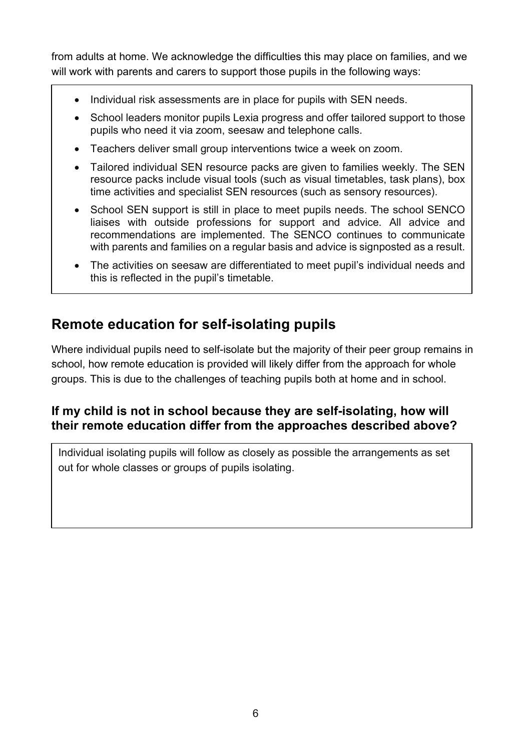from adults at home. We acknowledge the difficulties this may place on families, and we will work with parents and carers to support those pupils in the following ways:

- Individual risk assessments are in place for pupils with SEN needs.
- School leaders monitor pupils Lexia progress and offer tailored support to those pupils who need it via zoom, seesaw and telephone calls.
- Teachers deliver small group interventions twice a week on zoom.
- Tailored individual SEN resource packs are given to families weekly. The SEN resource packs include visual tools (such as visual timetables, task plans), box time activities and specialist SEN resources (such as sensory resources).
- School SEN support is still in place to meet pupils needs. The school SENCO liaises with outside professions for support and advice. All advice and recommendations are implemented. The SENCO continues to communicate with parents and families on a regular basis and advice is signposted as a result.
- The activities on seesaw are differentiated to meet pupil's individual needs and this is reflected in the pupil's timetable.

## Remote education for self-isolating pupils

Where individual pupils need to self-isolate but the majority of their peer group remains in school, how remote education is provided will likely differ from the approach for whole groups. This is due to the challenges of teaching pupils both at home and in school.

### If my child is not in school because they are self-isolating, how will their remote education differ from the approaches described above?

Individual isolating pupils will follow as closely as possible the arrangements as set out for whole classes or groups of pupils isolating.